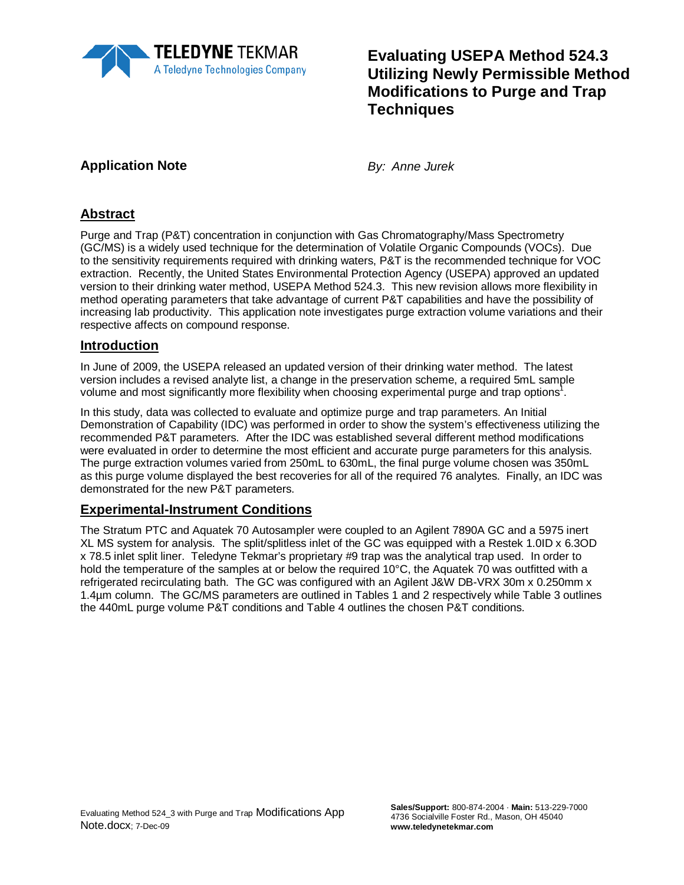# Evaluating USEPA Method 524.3 Utilizing Newly Permissible Method Modifications to Purge and Trap Techniques

**Application Note**

*By: Anne Jurek*

## Abstract

Purge and Trap (P&T) concentration in conjunction with Gas Chromatography/Mass Spectrometry (GC/MS) is a widely used technique for the determination of Volatile Organic Compounds (VOCs). Due to the sensitivity requirements required with drinking waters, P&T is the recommended technique for VOC extraction. Recently, the United States Environmental Protection Agency (USEPA) approved an updated version to their drinking water method, USEPA Method 524.3. This new revision allows more flexibility in method operating parameters that take advantage of current P&T capabilities and have the possibility of increasing lab productivity. This application note investigates purge extraction volume variations and their respective affects on compound response.

## Introduction

In June of 2009, the USEPA released an updated version of their drinking water method. The latest version includes a revised analyte list, a change in the preservation scheme, a required 5mL sample volume and most significantly more flexibility when choosing experimental purge and trap options[1].

In this study, data was collected to evaluate and optimize purge and trap parameters. An Initial Demonstration of Capability (IDC) was performed in order to show the system's effectiveness utilizing the recommended P&T parameters. After the IDC was established several different method modifications were evaluated in order to determine the most efficient and accurate purge parameters for this analysis. The purge extraction volumes varied from 250mL to 630mL, the final purge volume chosen was 350mL as this purge volume displayed the best recoveries for all of the required 76 analytes. Finally, an IDC was demonstrated for the new P&T parameters.

## Experimental-Instrument Conditions

The Stratum PTC and Aquatek 70 Autosampler were coupled to an Agilent 7890A GC and a 5975 inert XL MS system for analysis. The split/splitless inlet of the GC was equipped with a Restek 1.0ID x 6.3OD x 78.5 inlet split liner. Teledyne Tekmar's proprietary #9 trap was the analytical trap used. In order to hold the temperature of the samples at or below the required 10°C, the Aquatek 70 was outfitted with a refrigerated recirculating bath. The GC was configured with an Agilent J&W DB-VRX 30m x 0.250mm x 1.4µm column. The GC/MS parameters are outlined in Tables 1 and 2 respectively while Table 3 outlines the 440mL purge volume P&T conditions and Table 4 outlines the chosen P&T conditions.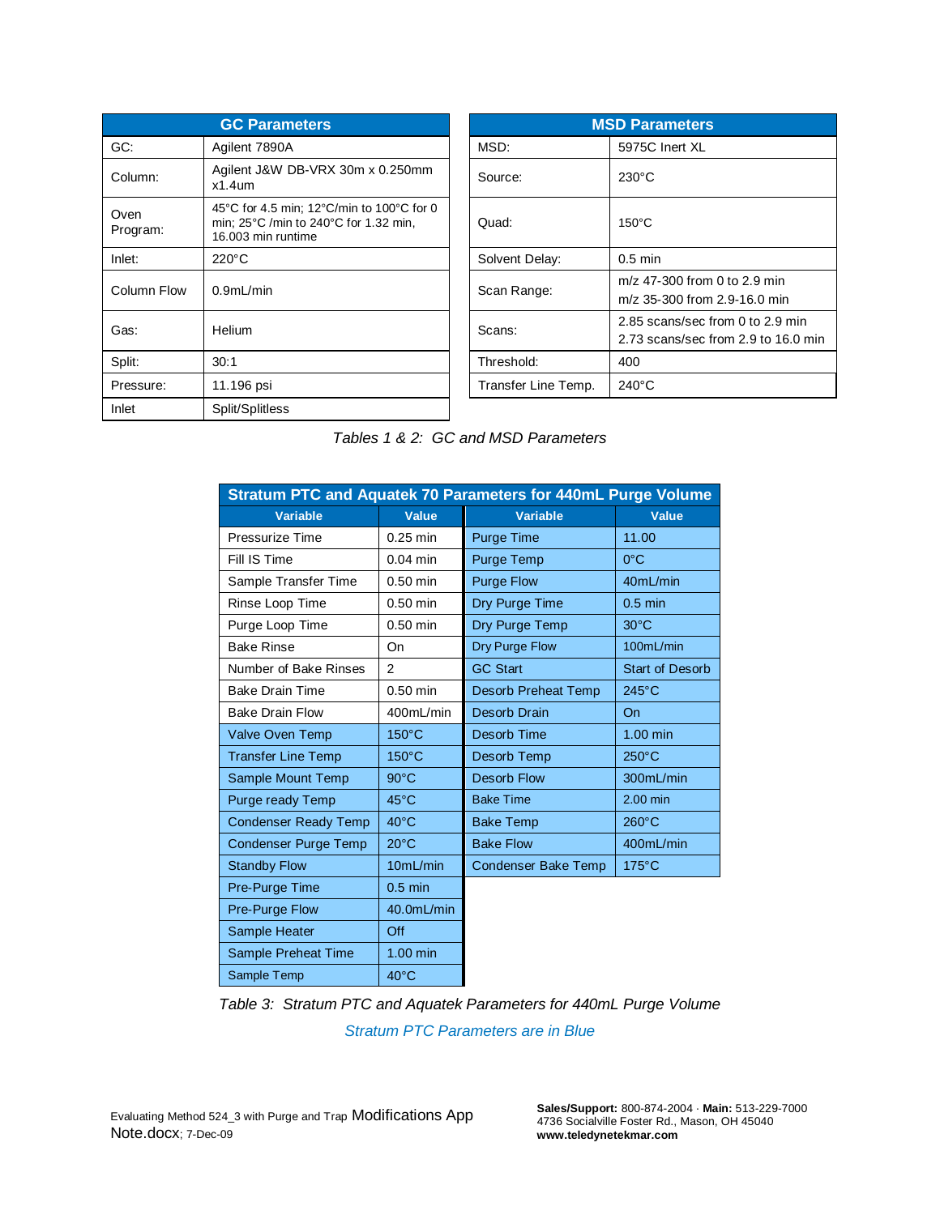| GC Parameters | |
|---|---|
| GC: | Agilent 7890A |
| Column: | Agilent J&W DB-VRX 30m x 0.250mm x1.4um |
| Oven Program: | 45°C for 4.5 min; 12°C/min to 100°C for 0 min; 25°C /min to 240°C for 1.32 min, 16.003 min runtime |
| Inlet: | 220°C |
| Column Flow | 0.9mL/min |
| Gas: | Helium |
| Split: | 30:1 |
| Pressure: | 11.196 psi |
| Inlet | Split/Splitless |

| MSD Parameters | |
|---|---|
| MSD: | 5975C Inert XL |
| Source: | 230°C |
| Quad: | 150°C |
| Solvent Delay: | 0.5 min |
| Scan Range: | m/z 47-300 from 0 to 2.9 min<br>m/z 35-300 from 2.9-16.0 min |
| Scans: | 2.85 scans/sec from 0 to 2.9 min<br>2.73 scans/sec from 2.9 to 16.0 min |
| Threshold: | 400 |
| Transfer Line Temp. | 240°C |

*Tables 1 & 2: GC and MSD Parameters*

| Stratum PTC and Aquatek 70 Parameters for 440mL Purge Volume | | | |
|---|---|---|---|
| **Variable** | **Value** | **Variable** | **Value** |
| Pressurize Time | 0.25 min | Purge Time | 11.00 |
| Fill IS Time | 0.04 min | Purge Temp | 0°C |
| Sample Transfer Time | 0.50 min | Purge Flow | 40mL/min |
| Rinse Loop Time | 0.50 min | Dry Purge Time | 0.5 min |
| Purge Loop Time | 0.50 min | Dry Purge Temp | 30°C |
| Bake Rinse | On | Dry Purge Flow | 100mL/min |
| Number of Bake Rinses | 2 | GC Start | Start of Desorb |
| Bake Drain Time | 0.50 min | Desorb Preheat Temp | 245°C |
| Bake Drain Flow | 400mL/min | Desorb Drain | On |
| Valve Oven Temp | 150°C | Desorb Time | 1.00 min |
| Transfer Line Temp | 150°C | Desorb Temp | 250°C |
| Sample Mount Temp | 90°C | Desorb Flow | 300mL/min |
| Purge ready Temp | 45°C | Bake Time | 2.00 min |
| Condenser Ready Temp | 40°C | Bake Temp | 260°C |
| Condenser Purge Temp | 20°C | Bake Flow | 400mL/min |
| Standby Flow | 10mL/min | Condenser Bake Temp | 175°C |
| Pre-Purge Time | 0.5 min | | |
| Pre-Purge Flow | 40.0mL/min | | |
| Sample Heater | Off | | |
| Sample Preheat Time | 1.00 min | | |
| Sample Temp | 40°C | | |

*Table 3: Stratum PTC and Aquatek Parameters for 440mL Purge Volume*

*Stratum PTC Parameters are in Blue*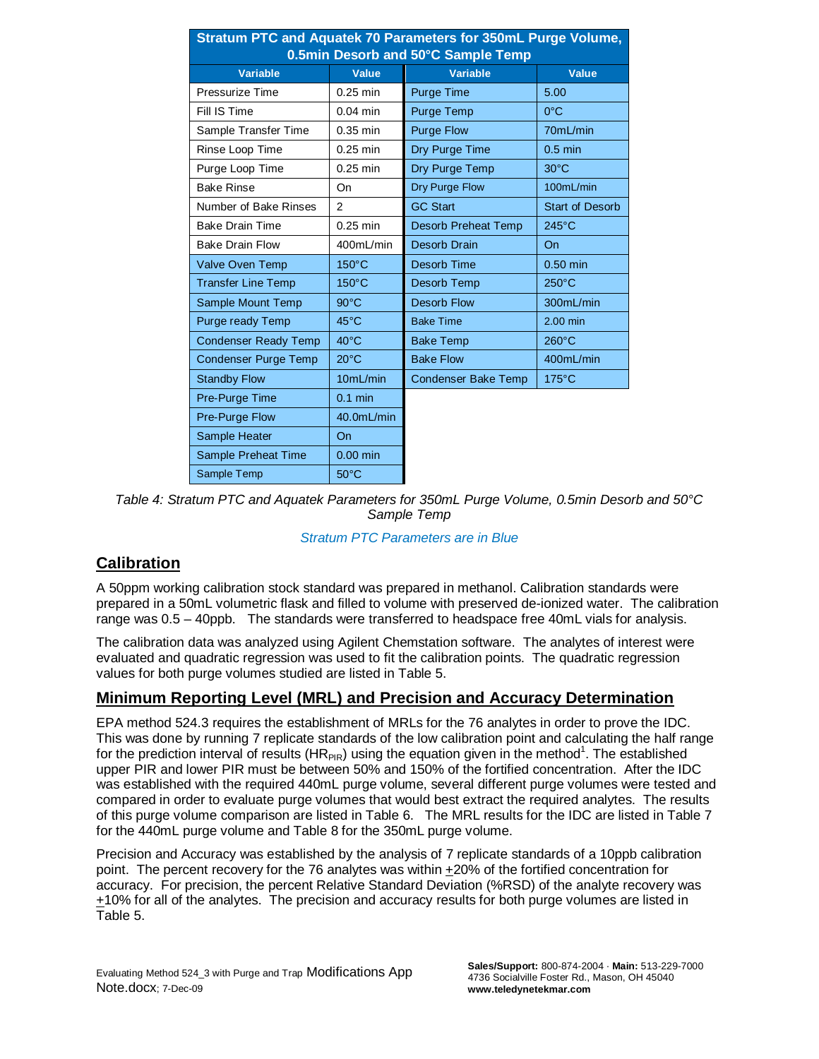| Stratum PTC and Aquatek 70 Parameters for 350mL Purge Volume, 0.5min Desorb and 50°C Sample Temp | | | |
|---|---|---|---|
| **Variable** | **Value** | **Variable** | **Value** |
| Pressurize Time | 0.25 min | Purge Time | 5.00 |
| Fill IS Time | 0.04 min | Purge Temp | 0°C |
| Sample Transfer Time | 0.35 min | Purge Flow | 70mL/min |
| Rinse Loop Time | 0.25 min | Dry Purge Time | 0.5 min |
| Purge Loop Time | 0.25 min | Dry Purge Temp | 30°C |
| Bake Rinse | On | Dry Purge Flow | 100mL/min |
| Number of Bake Rinses | 2 | GC Start | Start of Desorb |
| Bake Drain Time | 0.25 min | Desorb Preheat Temp | 245°C |
| Bake Drain Flow | 400mL/min | Desorb Drain | On |
| Valve Oven Temp | 150°C | Desorb Time | 0.50 min |
| Transfer Line Temp | 150°C | Desorb Temp | 250°C |
| Sample Mount Temp | 90°C | Desorb Flow | 300mL/min |
| Purge ready Temp | 45°C | Bake Time | 2.00 min |
| Condenser Ready Temp | 40°C | Bake Temp | 260°C |
| Condenser Purge Temp | 20°C | Bake Flow | 400mL/min |
| Standby Flow | 10mL/min | Condenser Bake Temp | 175°C |
| Pre-Purge Time | 0.1 min | | |
| Pre-Purge Flow | 40.0mL/min | | |
| Sample Heater | On | | |
| Sample Preheat Time | 0.00 min | | |
| Sample Temp | 50°C | | |

*Table 4: Stratum PTC and Aquatek Parameters for 350mL Purge Volume, 0.5min Desorb and 50°C Sample Temp*

*Stratum PTC Parameters are in Blue*

## Calibration

A 50ppm working calibration stock standard was prepared in methanol. Calibration standards were prepared in a 50mL volumetric flask and filled to volume with preserved de-ionized water. The calibration range was 0.5 – 40ppb. The standards were transferred to headspace free 40mL vials for analysis.

The calibration data was analyzed using Agilent Chemstation software. The analytes of interest were evaluated and quadratic regression was used to fit the calibration points. The quadratic regression values for both purge volumes studied are listed in Table 5.

## Minimum Reporting Level (MRL) and Precision and Accuracy Determination

EPA method 524.3 requires the establishment of MRLs for the 76 analytes in order to prove the IDC. This was done by running 7 replicate standards of the low calibration point and calculating the half range for the prediction interval of results ($HR_{PIR}$) using the equation given in the method[1]. The established upper PIR and lower PIR must be between 50% and 150% of the fortified concentration. After the IDC was established with the required 440mL purge volume, several different purge volumes were tested and compared in order to evaluate purge volumes that would best extract the required analytes. The results of this purge volume comparison are listed in Table 6. The MRL results for the IDC are listed in Table 7 for the 440mL purge volume and Table 8 for the 350mL purge volume.

Precision and Accuracy was established by the analysis of 7 replicate standards of a 10ppb calibration point. The percent recovery for the 76 analytes was within ±20% of the fortified concentration for accuracy. For precision, the percent Relative Standard Deviation (%RSD) of the analyte recovery was ±10% for all of the analytes. The precision and accuracy results for both purge volumes are listed in Table 5.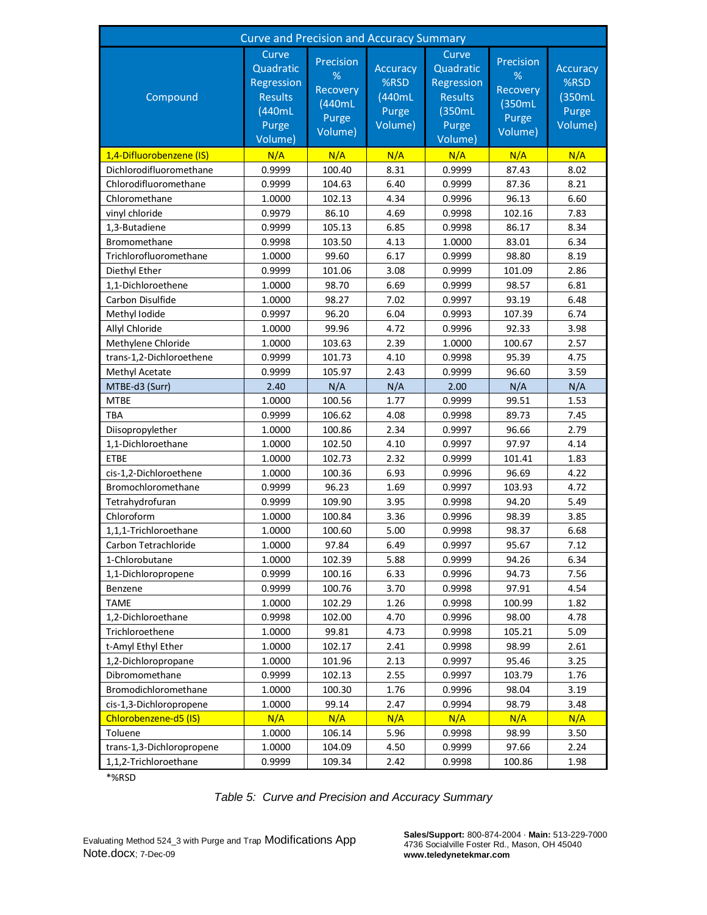| Curve and Precision and Accuracy Summary | | | | | | |
|---|---|---|---|---|---|---|
| Compound | Curve Quadratic Regression Results (440mL Purge Volume) | Precision % Recovery (440mL Purge Volume) | Accuracy %RSD (440mL Purge Volume) | Curve Quadratic Regression Results (350mL Purge Volume) | Precision % Recovery (350mL Purge Volume) | Accuracy %RSD (350mL Purge Volume) |
| 1,4-Difluorobenzene (IS) | N/A | N/A | N/A | N/A | N/A | N/A |
| Dichlorodifluoromethane | 0.9999 | 100.40 | 8.31 | 0.9999 | 87.43 | 8.02 |
| Chlorodifluoromethane | 0.9999 | 104.63 | 6.40 | 0.9999 | 87.36 | 8.21 |
| Chloromethane | 1.0000 | 102.13 | 4.34 | 0.9996 | 96.13 | 6.60 |
| vinyl chloride | 0.9979 | 86.10 | 4.69 | 0.9998 | 102.16 | 7.83 |
| 1,3-Butadiene | 0.9999 | 105.13 | 6.85 | 0.9998 | 86.17 | 8.34 |
| Bromomethane | 0.9998 | 103.50 | 4.13 | 1.0000 | 83.01 | 6.34 |
| Trichlorofluoromethane | 1.0000 | 99.60 | 6.17 | 0.9999 | 98.80 | 8.19 |
| Diethyl Ether | 0.9999 | 101.06 | 3.08 | 0.9999 | 101.09 | 2.86 |
| 1,1-Dichloroethene | 1.0000 | 98.70 | 6.69 | 0.9999 | 98.57 | 6.81 |
| Carbon Disulfide | 1.0000 | 98.27 | 7.02 | 0.9997 | 93.19 | 6.48 |
| Methyl Iodide | 0.9997 | 96.20 | 6.04 | 0.9993 | 107.39 | 6.74 |
| Allyl Chloride | 1.0000 | 99.96 | 4.72 | 0.9996 | 92.33 | 3.98 |
| Methylene Chloride | 1.0000 | 103.63 | 2.39 | 1.0000 | 100.67 | 2.57 |
| trans-1,2-Dichloroethene | 0.9999 | 101.73 | 4.10 | 0.9998 | 95.39 | 4.75 |
| Methyl Acetate | 0.9999 | 105.97 | 2.43 | 0.9999 | 96.60 | 3.59 |
| MTBE-d3 (Surr) | 2.40 | N/A | N/A | 2.00 | N/A | N/A |
| MTBE | 1.0000 | 100.56 | 1.77 | 0.9999 | 99.51 | 1.53 |
| TBA | 0.9999 | 106.62 | 4.08 | 0.9998 | 89.73 | 7.45 |
| Diisopropylether | 1.0000 | 100.86 | 2.34 | 0.9997 | 96.66 | 2.79 |
| 1,1-Dichloroethane | 1.0000 | 102.50 | 4.10 | 0.9997 | 97.97 | 4.14 |
| ETBE | 1.0000 | 102.73 | 2.32 | 0.9999 | 101.41 | 1.83 |
| cis-1,2-Dichloroethene | 1.0000 | 100.36 | 6.93 | 0.9996 | 96.69 | 4.22 |
| Bromochloromethane | 0.9999 | 96.23 | 1.69 | 0.9997 | 103.93 | 4.72 |
| Tetrahydrofuran | 0.9999 | 109.90 | 3.95 | 0.9998 | 94.20 | 5.49 |
| Chloroform | 1.0000 | 100.84 | 3.36 | 0.9996 | 98.39 | 3.85 |
| 1,1,1-Trichloroethane | 1.0000 | 100.60 | 5.00 | 0.9998 | 98.37 | 6.68 |
| Carbon Tetrachloride | 1.0000 | 97.84 | 6.49 | 0.9997 | 95.67 | 7.12 |
| 1-Chlorobutane | 1.0000 | 102.39 | 5.88 | 0.9999 | 94.26 | 6.34 |
| 1,1-Dichloropropene | 0.9999 | 100.16 | 6.33 | 0.9996 | 94.73 | 7.56 |
| Benzene | 0.9999 | 100.76 | 3.70 | 0.9998 | 97.91 | 4.54 |
| TAME | 1.0000 | 102.29 | 1.26 | 0.9998 | 100.99 | 1.82 |
| 1,2-Dichloroethane | 0.9998 | 102.00 | 4.70 | 0.9996 | 98.00 | 4.78 |
| Trichloroethene | 1.0000 | 99.81 | 4.73 | 0.9998 | 105.21 | 5.09 |
| t-Amyl Ethyl Ether | 1.0000 | 102.17 | 2.41 | 0.9998 | 98.99 | 2.61 |
| 1,2-Dichloropropane | 1.0000 | 101.96 | 2.13 | 0.9997 | 95.46 | 3.25 |
| Dibromomethane | 0.9999 | 102.13 | 2.55 | 0.9997 | 103.79 | 1.76 |
| Bromodichloromethane | 1.0000 | 100.30 | 1.76 | 0.9996 | 98.04 | 3.19 |
| cis-1,3-Dichloropropene | 1.0000 | 99.14 | 2.47 | 0.9994 | 98.79 | 3.48 |
| Chlorobenzene-d5 (IS) | N/A | N/A | N/A | N/A | N/A | N/A |
| Toluene | 1.0000 | 106.14 | 5.96 | 0.9998 | 98.99 | 3.50 |
| trans-1,3-Dichloropropene | 1.0000 | 104.09 | 4.50 | 0.9999 | 97.66 | 2.24 |
| 1,1,2-Trichloroethane | 0.9999 | 109.34 | 2.42 | 0.9998 | 100.86 | 1.98 |

*%RSD

*Table 5: Curve and Precision and Accuracy Summary*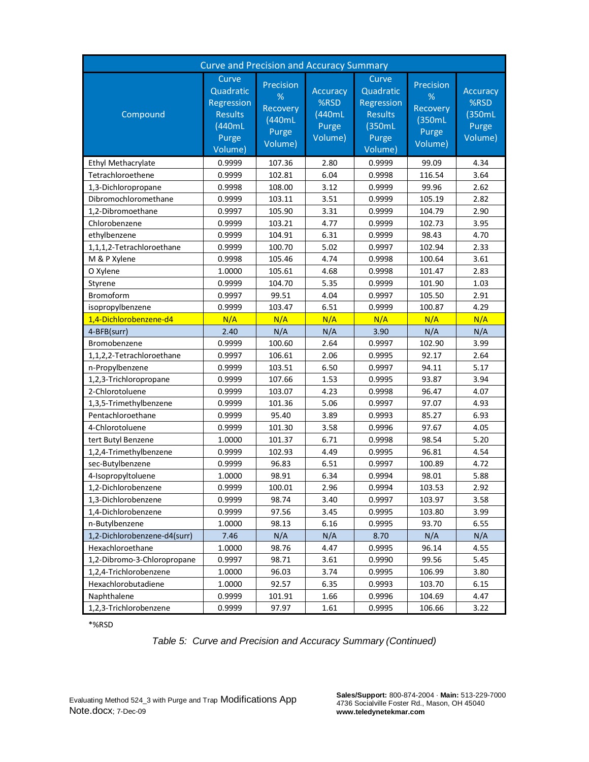| Curve and Precision and Accuracy Summary | | | | | | |
|---|---|---|---|---|---|---|
| Compound | Curve Quadratic Regression Results (440mL Purge Volume) | Precision % Recovery (440mL Purge Volume) | Accuracy %RSD (440mL Purge Volume) | Curve Quadratic Regression Results (350mL Purge Volume) | Precision % Recovery (350mL Purge Volume) | Accuracy %RSD (350mL Purge Volume) |
| Ethyl Methacrylate | 0.9999 | 107.36 | 2.80 | 0.9999 | 99.09 | 4.34 |
| Tetrachloroethene | 0.9999 | 102.81 | 6.04 | 0.9998 | 116.54 | 3.64 |
| 1,3-Dichloropropane | 0.9998 | 108.00 | 3.12 | 0.9999 | 99.96 | 2.62 |
| Dibromochloromethane | 0.9999 | 103.11 | 3.51 | 0.9999 | 105.19 | 2.82 |
| 1,2-Dibromoethane | 0.9997 | 105.90 | 3.31 | 0.9999 | 104.79 | 2.90 |
| Chlorobenzene | 0.9999 | 103.21 | 4.77 | 0.9999 | 102.73 | 3.95 |
| ethylbenzene | 0.9999 | 104.91 | 6.31 | 0.9999 | 98.43 | 4.70 |
| 1,1,1,2-Tetrachloroethane | 0.9999 | 100.70 | 5.02 | 0.9997 | 102.94 | 2.33 |
| M & P Xylene | 0.9998 | 105.46 | 4.74 | 0.9998 | 100.64 | 3.61 |
| O Xylene | 1.0000 | 105.61 | 4.68 | 0.9998 | 101.47 | 2.83 |
| Styrene | 0.9999 | 104.70 | 5.35 | 0.9999 | 101.90 | 1.03 |
| Bromoform | 0.9997 | 99.51 | 4.04 | 0.9997 | 105.50 | 2.91 |
| isopropylbenzene | 0.9999 | 103.47 | 6.51 | 0.9999 | 100.87 | 4.29 |
| 1,4-Dichlorobenzene-d4 | N/A | N/A | N/A | N/A | N/A | N/A |
| 4-BFB(surr) | 2.40 | N/A | N/A | 3.90 | N/A | N/A |
| Bromobenzene | 0.9999 | 100.60 | 2.64 | 0.9997 | 102.90 | 3.99 |
| 1,1,2,2-Tetrachloroethane | 0.9997 | 106.61 | 2.06 | 0.9995 | 92.17 | 2.64 |
| n-Propylbenzene | 0.9999 | 103.51 | 6.50 | 0.9997 | 94.11 | 5.17 |
| 1,2,3-Trichloropropane | 0.9999 | 107.66 | 1.53 | 0.9995 | 93.87 | 3.94 |
| 2-Chlorotoluene | 0.9999 | 103.07 | 4.23 | 0.9998 | 96.47 | 4.07 |
| 1,3,5-Trimethylbenzene | 0.9999 | 101.36 | 5.06 | 0.9997 | 97.07 | 4.93 |
| Pentachloroethane | 0.9999 | 95.40 | 3.89 | 0.9993 | 85.27 | 6.93 |
| 4-Chlorotoluene | 0.9999 | 101.30 | 3.58 | 0.9996 | 97.67 | 4.05 |
| tert Butyl Benzene | 1.0000 | 101.37 | 6.71 | 0.9998 | 98.54 | 5.20 |
| 1,2,4-Trimethylbenzene | 0.9999 | 102.93 | 4.49 | 0.9995 | 96.81 | 4.54 |
| sec-Butylbenzene | 0.9999 | 96.83 | 6.51 | 0.9997 | 100.89 | 4.72 |
| 4-Isopropyltoluene | 1.0000 | 98.91 | 6.34 | 0.9994 | 98.01 | 5.88 |
| 1,2-Dichlorobenzene | 0.9999 | 100.01 | 2.96 | 0.9994 | 103.53 | 2.92 |
| 1,3-Dichlorobenzene | 0.9999 | 98.74 | 3.40 | 0.9997 | 103.97 | 3.58 |
| 1,4-Dichlorobenzene | 0.9999 | 97.56 | 3.45 | 0.9995 | 103.80 | 3.99 |
| n-Butylbenzene | 1.0000 | 98.13 | 6.16 | 0.9995 | 93.70 | 6.55 |
| 1,2-Dichlorobenzene-d4(surr) | 7.46 | N/A | N/A | 8.70 | N/A | N/A |
| Hexachloroethane | 1.0000 | 98.76 | 4.47 | 0.9995 | 96.14 | 4.55 |
| 1,2-Dibromo-3-Chloropropane | 0.9997 | 98.71 | 3.61 | 0.9990 | 99.56 | 5.45 |
| 1,2,4-Trichlorobenzene | 1.0000 | 96.03 | 3.74 | 0.9995 | 106.99 | 3.80 |
| Hexachlorobutadiene | 1.0000 | 92.57 | 6.35 | 0.9993 | 103.70 | 6.15 |
| Naphthalene | 0.9999 | 101.91 | 1.66 | 0.9996 | 104.69 | 4.47 |
| 1,2,3-Trichlorobenzene | 0.9999 | 97.97 | 1.61 | 0.9995 | 106.66 | 3.22 |

*%RSD

*Table 5: Curve and Precision and Accuracy Summary (Continued)*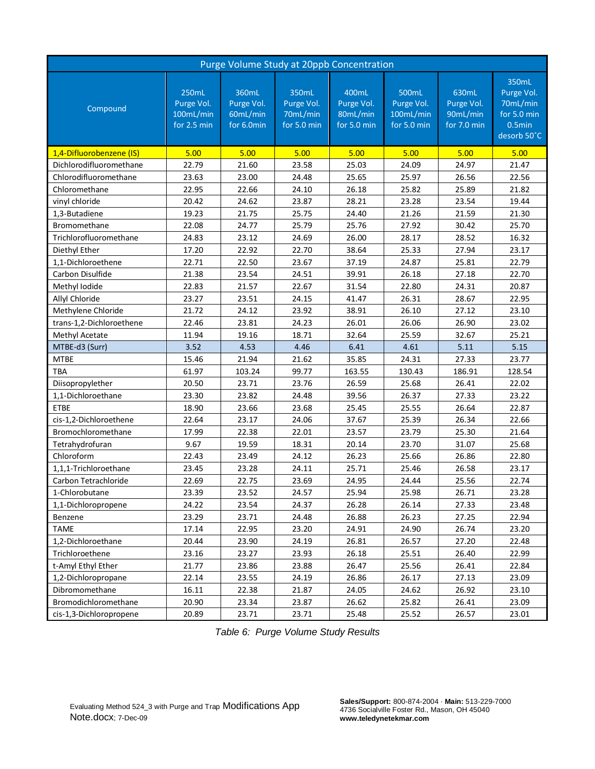| Purge Volume Study at 20ppb Concentration | | | | | | | |
|---|---|---|---|---|---|---|---|
| Compound | 250mL Purge Vol. 100mL/min for 2.5 min | 360mL Purge Vol. 60mL/min for 6.0min | 350mL Purge Vol. 70mL/min for 5.0 min | 400mL Purge Vol. 80mL/min for 5.0 min | 500mL Purge Vol. 100mL/min for 5.0 min | 630mL Purge Vol. 90mL/min for 7.0 min | 350mL Purge Vol. 70mL/min for 5.0 min 0.5min desorb 50˚C |
| 1,4-Difluorobenzene (IS) | 5.00 | 5.00 | 5.00 | 5.00 | 5.00 | 5.00 | 5.00 |
| Dichlorodifluoromethane | 22.79 | 21.60 | 23.58 | 25.03 | 24.09 | 24.97 | 21.47 |
| Chlorodifluoromethane | 23.63 | 23.00 | 24.48 | 25.65 | 25.97 | 26.56 | 22.56 |
| Chloromethane | 22.95 | 22.66 | 24.10 | 26.18 | 25.82 | 25.89 | 21.82 |
| vinyl chloride | 20.42 | 24.62 | 23.87 | 28.21 | 23.28 | 23.54 | 19.44 |
| 1,3-Butadiene | 19.23 | 21.75 | 25.75 | 24.40 | 21.26 | 21.59 | 21.30 |
| Bromomethane | 22.08 | 24.77 | 25.79 | 25.76 | 27.92 | 30.42 | 25.70 |
| Trichlorofluoromethane | 24.83 | 23.12 | 24.69 | 26.00 | 28.17 | 28.52 | 16.32 |
| Diethyl Ether | 17.20 | 22.92 | 22.70 | 38.64 | 25.33 | 27.94 | 23.17 |
| 1,1-Dichloroethene | 22.71 | 22.50 | 23.67 | 37.19 | 24.87 | 25.81 | 22.79 |
| Carbon Disulfide | 21.38 | 23.54 | 24.51 | 39.91 | 26.18 | 27.18 | 22.70 |
| Methyl Iodide | 22.83 | 21.57 | 22.67 | 31.54 | 22.80 | 24.31 | 20.87 |
| Allyl Chloride | 23.27 | 23.51 | 24.15 | 41.47 | 26.31 | 28.67 | 22.95 |
| Methylene Chloride | 21.72 | 24.12 | 23.92 | 38.91 | 26.10 | 27.12 | 23.10 |
| trans-1,2-Dichloroethene | 22.46 | 23.81 | 24.23 | 26.01 | 26.06 | 26.90 | 23.02 |
| Methyl Acetate | 11.94 | 19.16 | 18.71 | 32.64 | 25.59 | 32.67 | 25.21 |
| MTBE-d3 (Surr) | 3.52 | 4.53 | 4.46 | 6.41 | 4.61 | 5.11 | 5.15 |
| MTBE | 15.46 | 21.94 | 21.62 | 35.85 | 24.31 | 27.33 | 23.77 |
| TBA | 61.97 | 103.24 | 99.77 | 163.55 | 130.43 | 186.91 | 128.54 |
| Diisopropylether | 20.50 | 23.71 | 23.76 | 26.59 | 25.68 | 26.41 | 22.02 |
| 1,1-Dichloroethane | 23.30 | 23.82 | 24.48 | 39.56 | 26.37 | 27.33 | 23.22 |
| ETBE | 18.90 | 23.66 | 23.68 | 25.45 | 25.55 | 26.64 | 22.87 |
| cis-1,2-Dichloroethene | 22.64 | 23.17 | 24.06 | 37.67 | 25.39 | 26.34 | 22.66 |
| Bromochloromethane | 17.99 | 22.38 | 22.01 | 23.57 | 23.79 | 25.30 | 21.64 |
| Tetrahydrofuran | 9.67 | 19.59 | 18.31 | 20.14 | 23.70 | 31.07 | 25.68 |
| Chloroform | 22.43 | 23.49 | 24.12 | 26.23 | 25.66 | 26.86 | 22.80 |
| 1,1,1-Trichloroethane | 23.45 | 23.28 | 24.11 | 25.71 | 25.46 | 26.58 | 23.17 |
| Carbon Tetrachloride | 22.69 | 22.75 | 23.69 | 24.95 | 24.44 | 25.56 | 22.74 |
| 1-Chlorobutane | 23.39 | 23.52 | 24.57 | 25.94 | 25.98 | 26.71 | 23.28 |
| 1,1-Dichloropropene | 24.22 | 23.54 | 24.37 | 26.28 | 26.14 | 27.33 | 23.48 |
| Benzene | 23.29 | 23.71 | 24.48 | 26.88 | 26.23 | 27.25 | 22.94 |
| TAME | 17.14 | 22.95 | 23.20 | 24.91 | 24.90 | 26.74 | 23.20 |
| 1,2-Dichloroethane | 20.44 | 23.90 | 24.19 | 26.81 | 26.57 | 27.20 | 22.48 |
| Trichloroethene | 23.16 | 23.27 | 23.93 | 26.18 | 25.51 | 26.40 | 22.99 |
| t-Amyl Ethyl Ether | 21.77 | 23.86 | 23.88 | 26.47 | 25.56 | 26.41 | 22.84 |
| 1,2-Dichloropropane | 22.14 | 23.55 | 24.19 | 26.86 | 26.17 | 27.13 | 23.09 |
| Dibromomethane | 16.11 | 22.38 | 21.87 | 24.05 | 24.62 | 26.92 | 23.10 |
| Bromodichloromethane | 20.90 | 23.34 | 23.87 | 26.62 | 25.82 | 26.41 | 23.09 |
| cis-1,3-Dichloropropene | 20.89 | 23.71 | 23.71 | 25.48 | 25.52 | 26.57 | 23.01 |

*Table 6: Purge Volume Study Results*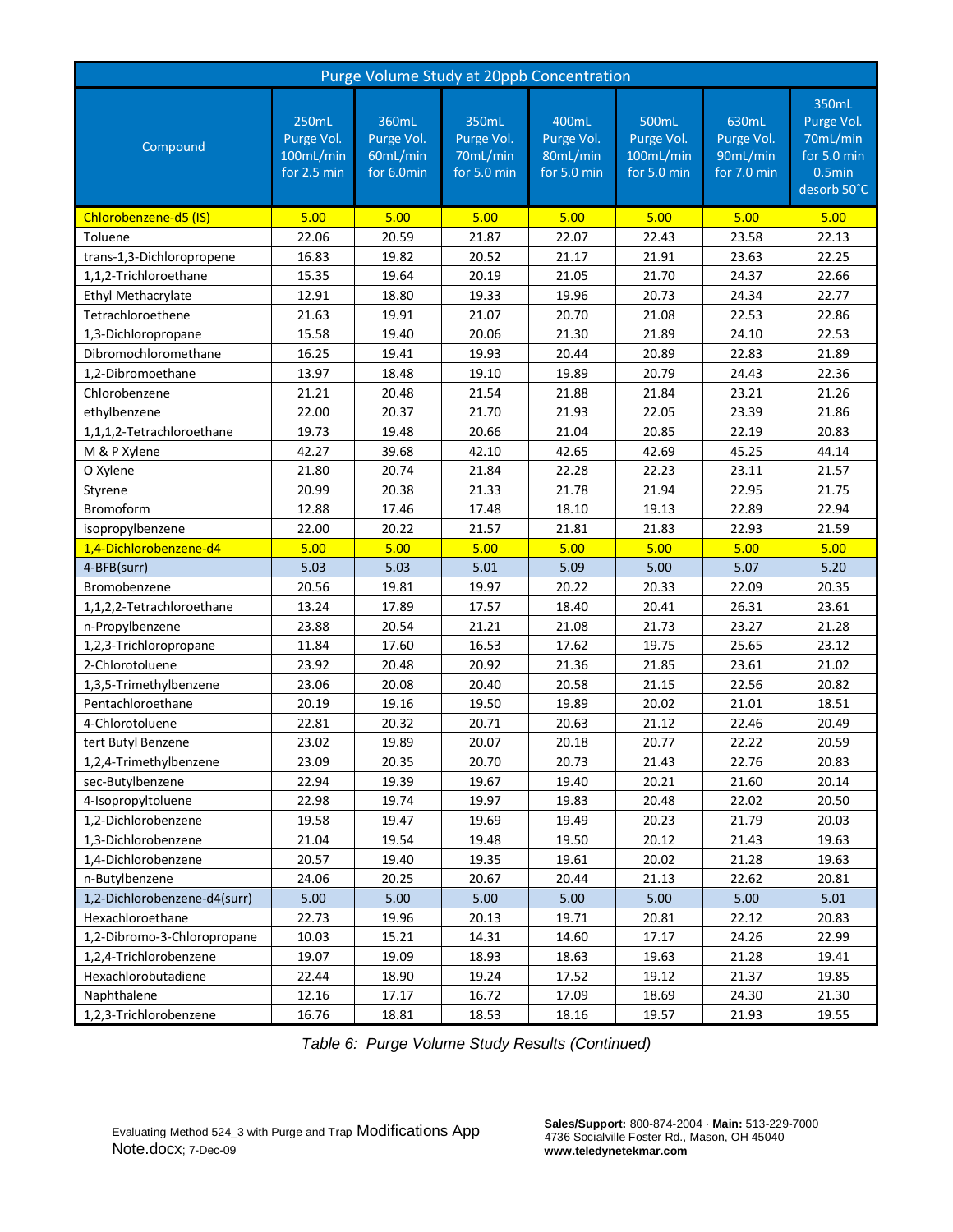| Purge Volume Study at 20ppb Concentration | | | | | | | |
|---|---|---|---|---|---|---|---|
| Compound | 250mL Purge Vol. 100mL/min for 2.5 min | 360mL Purge Vol. 60mL/min for 6.0min | 350mL Purge Vol. 70mL/min for 5.0 min | 400mL Purge Vol. 80mL/min for 5.0 min | 500mL Purge Vol. 100mL/min for 5.0 min | 630mL Purge Vol. 90mL/min for 7.0 min | 350mL Purge Vol. 70mL/min for 5.0 min 0.5min desorb 50˚C |
| Chlorobenzene-d5 (IS) | 5.00 | 5.00 | 5.00 | 5.00 | 5.00 | 5.00 | 5.00 |
| Toluene | 22.06 | 20.59 | 21.87 | 22.07 | 22.43 | 23.58 | 22.13 |
| trans-1,3-Dichloropropene | 16.83 | 19.82 | 20.52 | 21.17 | 21.91 | 23.63 | 22.25 |
| 1,1,2-Trichloroethane | 15.35 | 19.64 | 20.19 | 21.05 | 21.70 | 24.37 | 22.66 |
| Ethyl Methacrylate | 12.91 | 18.80 | 19.33 | 19.96 | 20.73 | 24.34 | 22.77 |
| Tetrachloroethene | 21.63 | 19.91 | 21.07 | 20.70 | 21.08 | 22.53 | 22.86 |
| 1,3-Dichloropropane | 15.58 | 19.40 | 20.06 | 21.30 | 21.89 | 24.10 | 22.53 |
| Dibromochloromethane | 16.25 | 19.41 | 19.93 | 20.44 | 20.89 | 22.83 | 21.89 |
| 1,2-Dibromoethane | 13.97 | 18.48 | 19.10 | 19.89 | 20.79 | 24.43 | 22.36 |
| Chlorobenzene | 21.21 | 20.48 | 21.54 | 21.88 | 21.84 | 23.21 | 21.26 |
| ethylbenzene | 22.00 | 20.37 | 21.70 | 21.93 | 22.05 | 23.39 | 21.86 |
| 1,1,1,2-Tetrachloroethane | 19.73 | 19.48 | 20.66 | 21.04 | 20.85 | 22.19 | 20.83 |
| M & P Xylene | 42.27 | 39.68 | 42.10 | 42.65 | 42.69 | 45.25 | 44.14 |
| O Xylene | 21.80 | 20.74 | 21.84 | 22.28 | 22.23 | 23.11 | 21.57 |
| Styrene | 20.99 | 20.38 | 21.33 | 21.78 | 21.94 | 22.95 | 21.75 |
| Bromoform | 12.88 | 17.46 | 17.48 | 18.10 | 19.13 | 22.89 | 22.94 |
| isopropylbenzene | 22.00 | 20.22 | 21.57 | 21.81 | 21.83 | 22.93 | 21.59 |
| 1,4-Dichlorobenzene-d4 | 5.00 | 5.00 | 5.00 | 5.00 | 5.00 | 5.00 | 5.00 |
| 4-BFB(surr) | 5.03 | 5.03 | 5.01 | 5.09 | 5.00 | 5.07 | 5.20 |
| Bromobenzene | 20.56 | 19.81 | 19.97 | 20.22 | 20.33 | 22.09 | 20.35 |
| 1,1,2,2-Tetrachloroethane | 13.24 | 17.89 | 17.57 | 18.40 | 20.41 | 26.31 | 23.61 |
| n-Propylbenzene | 23.88 | 20.54 | 21.21 | 21.08 | 21.73 | 23.27 | 21.28 |
| 1,2,3-Trichloropropane | 11.84 | 17.60 | 16.53 | 17.62 | 19.75 | 25.65 | 23.12 |
| 2-Chlorotoluene | 23.92 | 20.48 | 20.92 | 21.36 | 21.85 | 23.61 | 21.02 |
| 1,3,5-Trimethylbenzene | 23.06 | 20.08 | 20.40 | 20.58 | 21.15 | 22.56 | 20.82 |
| Pentachloroethane | 20.19 | 19.16 | 19.50 | 19.89 | 20.02 | 21.01 | 18.51 |
| 4-Chlorotoluene | 22.81 | 20.32 | 20.71 | 20.63 | 21.12 | 22.46 | 20.49 |
| tert Butyl Benzene | 23.02 | 19.89 | 20.07 | 20.18 | 20.77 | 22.22 | 20.59 |
| 1,2,4-Trimethylbenzene | 23.09 | 20.35 | 20.70 | 20.73 | 21.43 | 22.76 | 20.83 |
| sec-Butylbenzene | 22.94 | 19.39 | 19.67 | 19.40 | 20.21 | 21.60 | 20.14 |
| 4-Isopropyltoluene | 22.98 | 19.74 | 19.97 | 19.83 | 20.48 | 22.02 | 20.50 |
| 1,2-Dichlorobenzene | 19.58 | 19.47 | 19.69 | 19.49 | 20.23 | 21.79 | 20.03 |
| 1,3-Dichlorobenzene | 21.04 | 19.54 | 19.48 | 19.50 | 20.12 | 21.43 | 19.63 |
| 1,4-Dichlorobenzene | 20.57 | 19.40 | 19.35 | 19.61 | 20.02 | 21.28 | 19.63 |
| n-Butylbenzene | 24.06 | 20.25 | 20.67 | 20.44 | 21.13 | 22.62 | 20.81 |
| 1,2-Dichlorobenzene-d4(surr) | 5.00 | 5.00 | 5.00 | 5.00 | 5.00 | 5.00 | 5.01 |
| Hexachloroethane | 22.73 | 19.96 | 20.13 | 19.71 | 20.81 | 22.12 | 20.83 |
| 1,2-Dibromo-3-Chloropropane | 10.03 | 15.21 | 14.31 | 14.60 | 17.17 | 24.26 | 22.99 |
| 1,2,4-Trichlorobenzene | 19.07 | 19.09 | 18.93 | 18.63 | 19.63 | 21.28 | 19.41 |
| Hexachlorobutadiene | 22.44 | 18.90 | 19.24 | 17.52 | 19.12 | 21.37 | 19.85 |
| Naphthalene | 12.16 | 17.17 | 16.72 | 17.09 | 18.69 | 24.30 | 21.30 |
| 1,2,3-Trichlorobenzene | 16.76 | 18.81 | 18.53 | 18.16 | 19.57 | 21.93 | 19.55 |

*Table 6: Purge Volume Study Results (Continued)*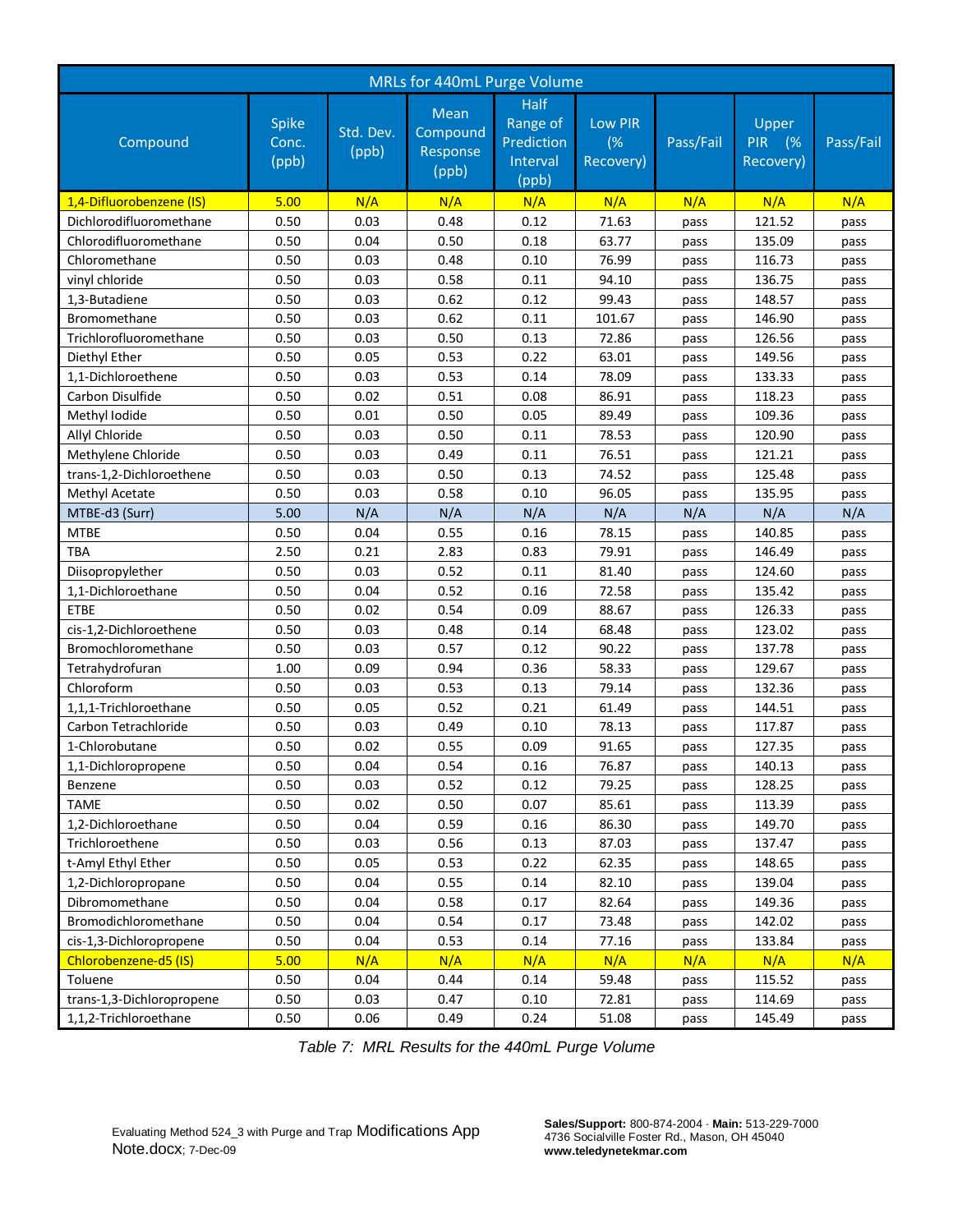| MRLs for 440mL Purge Volume | | | | | | | | |
|---|---|---|---|---|---|---|---|---|
| Compound | Spike Conc. (ppb) | Std. Dev. (ppb) | Mean Compound Response (ppb) | Half Range of Prediction Interval (ppb) | Low PIR (% Recovery) | Pass/Fail | Upper PIR (% Recovery) | Pass/Fail |
| 1,4-Difluorobenzene (IS) | 5.00 | N/A | N/A | N/A | N/A | N/A | N/A | N/A |
| Dichlorodifluoromethane | 0.50 | 0.03 | 0.48 | 0.12 | 71.63 | pass | 121.52 | pass |
| Chlorodifluoromethane | 0.50 | 0.04 | 0.50 | 0.18 | 63.77 | pass | 135.09 | pass |
| Chloromethane | 0.50 | 0.03 | 0.48 | 0.10 | 76.99 | pass | 116.73 | pass |
| vinyl chloride | 0.50 | 0.03 | 0.58 | 0.11 | 94.10 | pass | 136.75 | pass |
| 1,3-Butadiene | 0.50 | 0.03 | 0.62 | 0.12 | 99.43 | pass | 148.57 | pass |
| Bromomethane | 0.50 | 0.03 | 0.62 | 0.11 | 101.67 | pass | 146.90 | pass |
| Trichlorofluoromethane | 0.50 | 0.03 | 0.50 | 0.13 | 72.86 | pass | 126.56 | pass |
| Diethyl Ether | 0.50 | 0.05 | 0.53 | 0.22 | 63.01 | pass | 149.56 | pass |
| 1,1-Dichloroethene | 0.50 | 0.03 | 0.53 | 0.14 | 78.09 | pass | 133.33 | pass |
| Carbon Disulfide | 0.50 | 0.02 | 0.51 | 0.08 | 86.91 | pass | 118.23 | pass |
| Methyl Iodide | 0.50 | 0.01 | 0.50 | 0.05 | 89.49 | pass | 109.36 | pass |
| Allyl Chloride | 0.50 | 0.03 | 0.50 | 0.11 | 78.53 | pass | 120.90 | pass |
| Methylene Chloride | 0.50 | 0.03 | 0.49 | 0.11 | 76.51 | pass | 121.21 | pass |
| trans-1,2-Dichloroethene | 0.50 | 0.03 | 0.50 | 0.13 | 74.52 | pass | 125.48 | pass |
| Methyl Acetate | 0.50 | 0.03 | 0.58 | 0.10 | 96.05 | pass | 135.95 | pass |
| MTBE-d3 (Surr) | 5.00 | N/A | N/A | N/A | N/A | N/A | N/A | N/A |
| MTBE | 0.50 | 0.04 | 0.55 | 0.16 | 78.15 | pass | 140.85 | pass |
| TBA | 2.50 | 0.21 | 2.83 | 0.83 | 79.91 | pass | 146.49 | pass |
| Diisopropylether | 0.50 | 0.03 | 0.52 | 0.11 | 81.40 | pass | 124.60 | pass |
| 1,1-Dichloroethane | 0.50 | 0.04 | 0.52 | 0.16 | 72.58 | pass | 135.42 | pass |
| ETBE | 0.50 | 0.02 | 0.54 | 0.09 | 88.67 | pass | 126.33 | pass |
| cis-1,2-Dichloroethene | 0.50 | 0.03 | 0.48 | 0.14 | 68.48 | pass | 123.02 | pass |
| Bromochloromethane | 0.50 | 0.03 | 0.57 | 0.12 | 90.22 | pass | 137.78 | pass |
| Tetrahydrofuran | 1.00 | 0.09 | 0.94 | 0.36 | 58.33 | pass | 129.67 | pass |
| Chloroform | 0.50 | 0.03 | 0.53 | 0.13 | 79.14 | pass | 132.36 | pass |
| 1,1,1-Trichloroethane | 0.50 | 0.05 | 0.52 | 0.21 | 61.49 | pass | 144.51 | pass |
| Carbon Tetrachloride | 0.50 | 0.03 | 0.49 | 0.10 | 78.13 | pass | 117.87 | pass |
| 1-Chlorobutane | 0.50 | 0.02 | 0.55 | 0.09 | 91.65 | pass | 127.35 | pass |
| 1,1-Dichloropropene | 0.50 | 0.04 | 0.54 | 0.16 | 76.87 | pass | 140.13 | pass |
| Benzene | 0.50 | 0.03 | 0.52 | 0.12 | 79.25 | pass | 128.25 | pass |
| TAME | 0.50 | 0.02 | 0.50 | 0.07 | 85.61 | pass | 113.39 | pass |
| 1,2-Dichloroethane | 0.50 | 0.04 | 0.59 | 0.16 | 86.30 | pass | 149.70 | pass |
| Trichloroethene | 0.50 | 0.03 | 0.56 | 0.13 | 87.03 | pass | 137.47 | pass |
| t-Amyl Ethyl Ether | 0.50 | 0.05 | 0.53 | 0.22 | 62.35 | pass | 148.65 | pass |
| 1,2-Dichloropropane | 0.50 | 0.04 | 0.55 | 0.14 | 82.10 | pass | 139.04 | pass |
| Dibromomethane | 0.50 | 0.04 | 0.58 | 0.17 | 82.64 | pass | 149.36 | pass |
| Bromodichloromethane | 0.50 | 0.04 | 0.54 | 0.17 | 73.48 | pass | 142.02 | pass |
| cis-1,3-Dichloropropene | 0.50 | 0.04 | 0.53 | 0.14 | 77.16 | pass | 133.84 | pass |
| Chlorobenzene-d5 (IS) | 5.00 | N/A | N/A | N/A | N/A | N/A | N/A | N/A |
| Toluene | 0.50 | 0.04 | 0.44 | 0.14 | 59.48 | pass | 115.52 | pass |
| trans-1,3-Dichloropropene | 0.50 | 0.03 | 0.47 | 0.10 | 72.81 | pass | 114.69 | pass |
| 1,1,2-Trichloroethane | 0.50 | 0.06 | 0.49 | 0.24 | 51.08 | pass | 145.49 | pass |

*Table 7: MRL Results for the 440mL Purge Volume*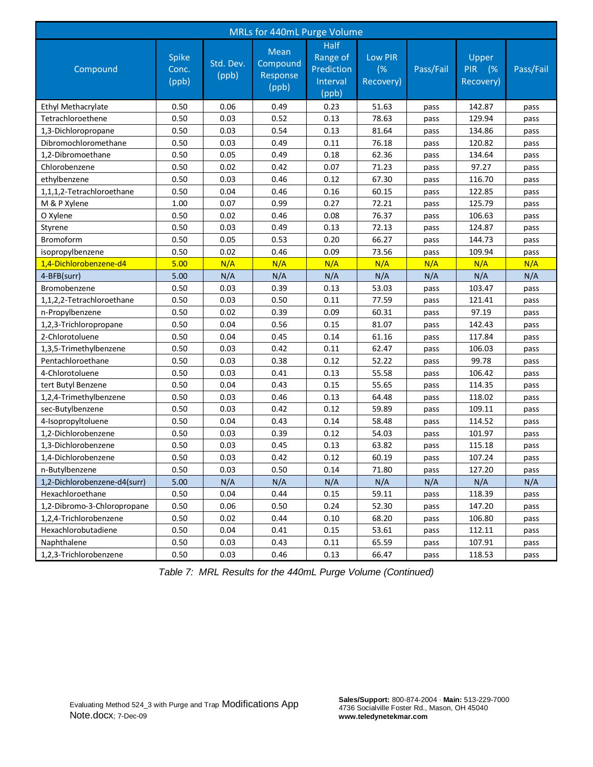| MRLs for 440mL Purge Volume | | | | | | | | |
|---|---|---|---|---|---|---|---|---|
| Compound | Spike Conc. (ppb) | Std. Dev. (ppb) | Mean Compound Response (ppb) | Half Range of Prediction Interval (ppb) | Low PIR (% Recovery) | Pass/Fail | Upper PIR (% Recovery) | Pass/Fail |
| Ethyl Methacrylate | 0.50 | 0.06 | 0.49 | 0.23 | 51.63 | pass | 142.87 | pass |
| Tetrachloroethene | 0.50 | 0.03 | 0.52 | 0.13 | 78.63 | pass | 129.94 | pass |
| 1,3-Dichloropropane | 0.50 | 0.03 | 0.54 | 0.13 | 81.64 | pass | 134.86 | pass |
| Dibromochloromethane | 0.50 | 0.03 | 0.49 | 0.11 | 76.18 | pass | 120.82 | pass |
| 1,2-Dibromoethane | 0.50 | 0.05 | 0.49 | 0.18 | 62.36 | pass | 134.64 | pass |
| Chlorobenzene | 0.50 | 0.02 | 0.42 | 0.07 | 71.23 | pass | 97.27 | pass |
| ethylbenzene | 0.50 | 0.03 | 0.46 | 0.12 | 67.30 | pass | 116.70 | pass |
| 1,1,1,2-Tetrachloroethane | 0.50 | 0.04 | 0.46 | 0.16 | 60.15 | pass | 122.85 | pass |
| M & P Xylene | 1.00 | 0.07 | 0.99 | 0.27 | 72.21 | pass | 125.79 | pass |
| O Xylene | 0.50 | 0.02 | 0.46 | 0.08 | 76.37 | pass | 106.63 | pass |
| Styrene | 0.50 | 0.03 | 0.49 | 0.13 | 72.13 | pass | 124.87 | pass |
| Bromoform | 0.50 | 0.05 | 0.53 | 0.20 | 66.27 | pass | 144.73 | pass |
| isopropylbenzene | 0.50 | 0.02 | 0.46 | 0.09 | 73.56 | pass | 109.94 | pass |
| 1,4-Dichlorobenzene-d4 | 5.00 | N/A | N/A | N/A | N/A | N/A | N/A | N/A |
| 4-BFB(surr) | 5.00 | N/A | N/A | N/A | N/A | N/A | N/A | N/A |
| Bromobenzene | 0.50 | 0.03 | 0.39 | 0.13 | 53.03 | pass | 103.47 | pass |
| 1,1,2,2-Tetrachloroethane | 0.50 | 0.03 | 0.50 | 0.11 | 77.59 | pass | 121.41 | pass |
| n-Propylbenzene | 0.50 | 0.02 | 0.39 | 0.09 | 60.31 | pass | 97.19 | pass |
| 1,2,3-Trichloropropane | 0.50 | 0.04 | 0.56 | 0.15 | 81.07 | pass | 142.43 | pass |
| 2-Chlorotoluene | 0.50 | 0.04 | 0.45 | 0.14 | 61.16 | pass | 117.84 | pass |
| 1,3,5-Trimethylbenzene | 0.50 | 0.03 | 0.42 | 0.11 | 62.47 | pass | 106.03 | pass |
| Pentachloroethane | 0.50 | 0.03 | 0.38 | 0.12 | 52.22 | pass | 99.78 | pass |
| 4-Chlorotoluene | 0.50 | 0.03 | 0.41 | 0.13 | 55.58 | pass | 106.42 | pass |
| tert Butyl Benzene | 0.50 | 0.04 | 0.43 | 0.15 | 55.65 | pass | 114.35 | pass |
| 1,2,4-Trimethylbenzene | 0.50 | 0.03 | 0.46 | 0.13 | 64.48 | pass | 118.02 | pass |
| sec-Butylbenzene | 0.50 | 0.03 | 0.42 | 0.12 | 59.89 | pass | 109.11 | pass |
| 4-Isopropyltoluene | 0.50 | 0.04 | 0.43 | 0.14 | 58.48 | pass | 114.52 | pass |
| 1,2-Dichlorobenzene | 0.50 | 0.03 | 0.39 | 0.12 | 54.03 | pass | 101.97 | pass |
| 1,3-Dichlorobenzene | 0.50 | 0.03 | 0.45 | 0.13 | 63.82 | pass | 115.18 | pass |
| 1,4-Dichlorobenzene | 0.50 | 0.03 | 0.42 | 0.12 | 60.19 | pass | 107.24 | pass |
| n-Butylbenzene | 0.50 | 0.03 | 0.50 | 0.14 | 71.80 | pass | 127.20 | pass |
| 1,2-Dichlorobenzene-d4(surr) | 5.00 | N/A | N/A | N/A | N/A | N/A | N/A | N/A |
| Hexachloroethane | 0.50 | 0.04 | 0.44 | 0.15 | 59.11 | pass | 118.39 | pass |
| 1,2-Dibromo-3-Chloropropane | 0.50 | 0.06 | 0.50 | 0.24 | 52.30 | pass | 147.20 | pass |
| 1,2,4-Trichlorobenzene | 0.50 | 0.02 | 0.44 | 0.10 | 68.20 | pass | 106.80 | pass |
| Hexachlorobutadiene | 0.50 | 0.04 | 0.41 | 0.15 | 53.61 | pass | 112.11 | pass |
| Naphthalene | 0.50 | 0.03 | 0.43 | 0.11 | 65.59 | pass | 107.91 | pass |
| 1,2,3-Trichlorobenzene | 0.50 | 0.03 | 0.46 | 0.13 | 66.47 | pass | 118.53 | pass |

*Table 7: MRL Results for the 440mL Purge Volume (Continued)*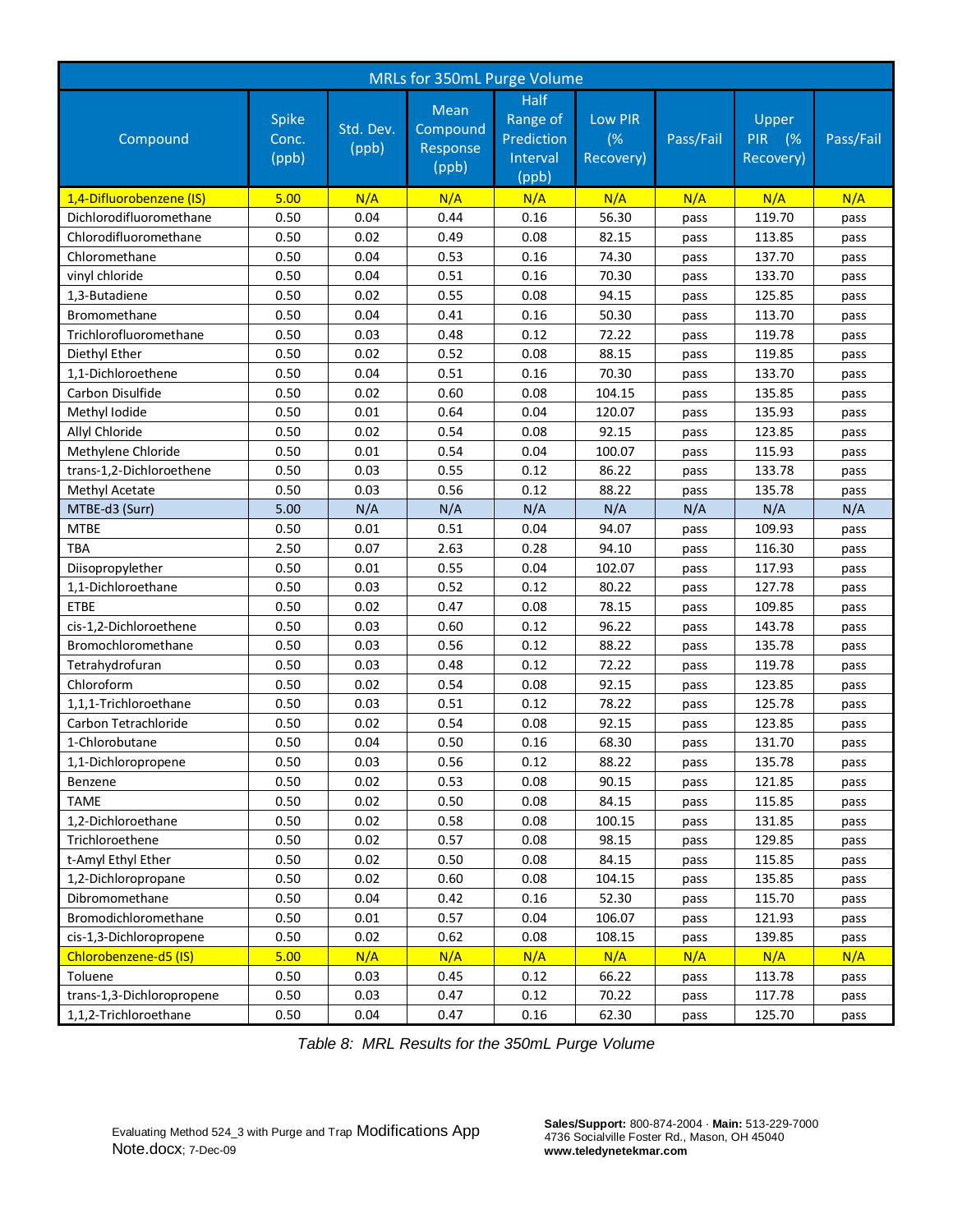| MRLs for 350mL Purge Volume | | | | | | | | |
|---|---|---|---|---|---|---|---|---|
| Compound | Spike Conc. (ppb) | Std. Dev. (ppb) | Mean Compound Response (ppb) | Half Range of Prediction Interval (ppb) | Low PIR (% Recovery) | Pass/Fail | Upper PIR (% Recovery) | Pass/Fail |
| 1,4-Difluorobenzene (IS) | 5.00 | N/A | N/A | N/A | N/A | N/A | N/A | N/A |
| Dichlorodifluoromethane | 0.50 | 0.04 | 0.44 | 0.16 | 56.30 | pass | 119.70 | pass |
| Chlorodifluoromethane | 0.50 | 0.02 | 0.49 | 0.08 | 82.15 | pass | 113.85 | pass |
| Chloromethane | 0.50 | 0.04 | 0.53 | 0.16 | 74.30 | pass | 137.70 | pass |
| vinyl chloride | 0.50 | 0.04 | 0.51 | 0.16 | 70.30 | pass | 133.70 | pass |
| 1,3-Butadiene | 0.50 | 0.02 | 0.55 | 0.08 | 94.15 | pass | 125.85 | pass |
| Bromomethane | 0.50 | 0.04 | 0.41 | 0.16 | 50.30 | pass | 113.70 | pass |
| Trichlorofluoromethane | 0.50 | 0.03 | 0.48 | 0.12 | 72.22 | pass | 119.78 | pass |
| Diethyl Ether | 0.50 | 0.02 | 0.52 | 0.08 | 88.15 | pass | 119.85 | pass |
| 1,1-Dichloroethene | 0.50 | 0.04 | 0.51 | 0.16 | 70.30 | pass | 133.70 | pass |
| Carbon Disulfide | 0.50 | 0.02 | 0.60 | 0.08 | 104.15 | pass | 135.85 | pass |
| Methyl Iodide | 0.50 | 0.01 | 0.64 | 0.04 | 120.07 | pass | 135.93 | pass |
| Allyl Chloride | 0.50 | 0.02 | 0.54 | 0.08 | 92.15 | pass | 123.85 | pass |
| Methylene Chloride | 0.50 | 0.01 | 0.54 | 0.04 | 100.07 | pass | 115.93 | pass |
| trans-1,2-Dichloroethene | 0.50 | 0.03 | 0.55 | 0.12 | 86.22 | pass | 133.78 | pass |
| Methyl Acetate | 0.50 | 0.03 | 0.56 | 0.12 | 88.22 | pass | 135.78 | pass |
| MTBE-d3 (Surr) | 5.00 | N/A | N/A | N/A | N/A | N/A | N/A | N/A |
| MTBE | 0.50 | 0.01 | 0.51 | 0.04 | 94.07 | pass | 109.93 | pass |
| TBA | 2.50 | 0.07 | 2.63 | 0.28 | 94.10 | pass | 116.30 | pass |
| Diisopropylether | 0.50 | 0.01 | 0.55 | 0.04 | 102.07 | pass | 117.93 | pass |
| 1,1-Dichloroethane | 0.50 | 0.03 | 0.52 | 0.12 | 80.22 | pass | 127.78 | pass |
| ETBE | 0.50 | 0.02 | 0.47 | 0.08 | 78.15 | pass | 109.85 | pass |
| cis-1,2-Dichloroethene | 0.50 | 0.03 | 0.60 | 0.12 | 96.22 | pass | 143.78 | pass |
| Bromochloromethane | 0.50 | 0.03 | 0.56 | 0.12 | 88.22 | pass | 135.78 | pass |
| Tetrahydrofuran | 0.50 | 0.03 | 0.48 | 0.12 | 72.22 | pass | 119.78 | pass |
| Chloroform | 0.50 | 0.02 | 0.54 | 0.08 | 92.15 | pass | 123.85 | pass |
| 1,1,1-Trichloroethane | 0.50 | 0.03 | 0.51 | 0.12 | 78.22 | pass | 125.78 | pass |
| Carbon Tetrachloride | 0.50 | 0.02 | 0.54 | 0.08 | 92.15 | pass | 123.85 | pass |
| 1-Chlorobutane | 0.50 | 0.04 | 0.50 | 0.16 | 68.30 | pass | 131.70 | pass |
| 1,1-Dichloropropene | 0.50 | 0.03 | 0.56 | 0.12 | 88.22 | pass | 135.78 | pass |
| Benzene | 0.50 | 0.02 | 0.53 | 0.08 | 90.15 | pass | 121.85 | pass |
| TAME | 0.50 | 0.02 | 0.50 | 0.08 | 84.15 | pass | 115.85 | pass |
| 1,2-Dichloroethane | 0.50 | 0.02 | 0.58 | 0.08 | 100.15 | pass | 131.85 | pass |
| Trichloroethene | 0.50 | 0.02 | 0.57 | 0.08 | 98.15 | pass | 129.85 | pass |
| t-Amyl Ethyl Ether | 0.50 | 0.02 | 0.50 | 0.08 | 84.15 | pass | 115.85 | pass |
| 1,2-Dichloropropane | 0.50 | 0.02 | 0.60 | 0.08 | 104.15 | pass | 135.85 | pass |
| Dibromomethane | 0.50 | 0.04 | 0.42 | 0.16 | 52.30 | pass | 115.70 | pass |
| Bromodichloromethane | 0.50 | 0.01 | 0.57 | 0.04 | 106.07 | pass | 121.93 | pass |
| cis-1,3-Dichloropropene | 0.50 | 0.02 | 0.62 | 0.08 | 108.15 | pass | 139.85 | pass |
| Chlorobenzene-d5 (IS) | 5.00 | N/A | N/A | N/A | N/A | N/A | N/A | N/A |
| Toluene | 0.50 | 0.03 | 0.45 | 0.12 | 66.22 | pass | 113.78 | pass |
| trans-1,3-Dichloropropene | 0.50 | 0.03 | 0.47 | 0.12 | 70.22 | pass | 117.78 | pass |
| 1,1,2-Trichloroethane | 0.50 | 0.04 | 0.47 | 0.16 | 62.30 | pass | 125.70 | pass |

*Table 8: MRL Results for the 350mL Purge Volume*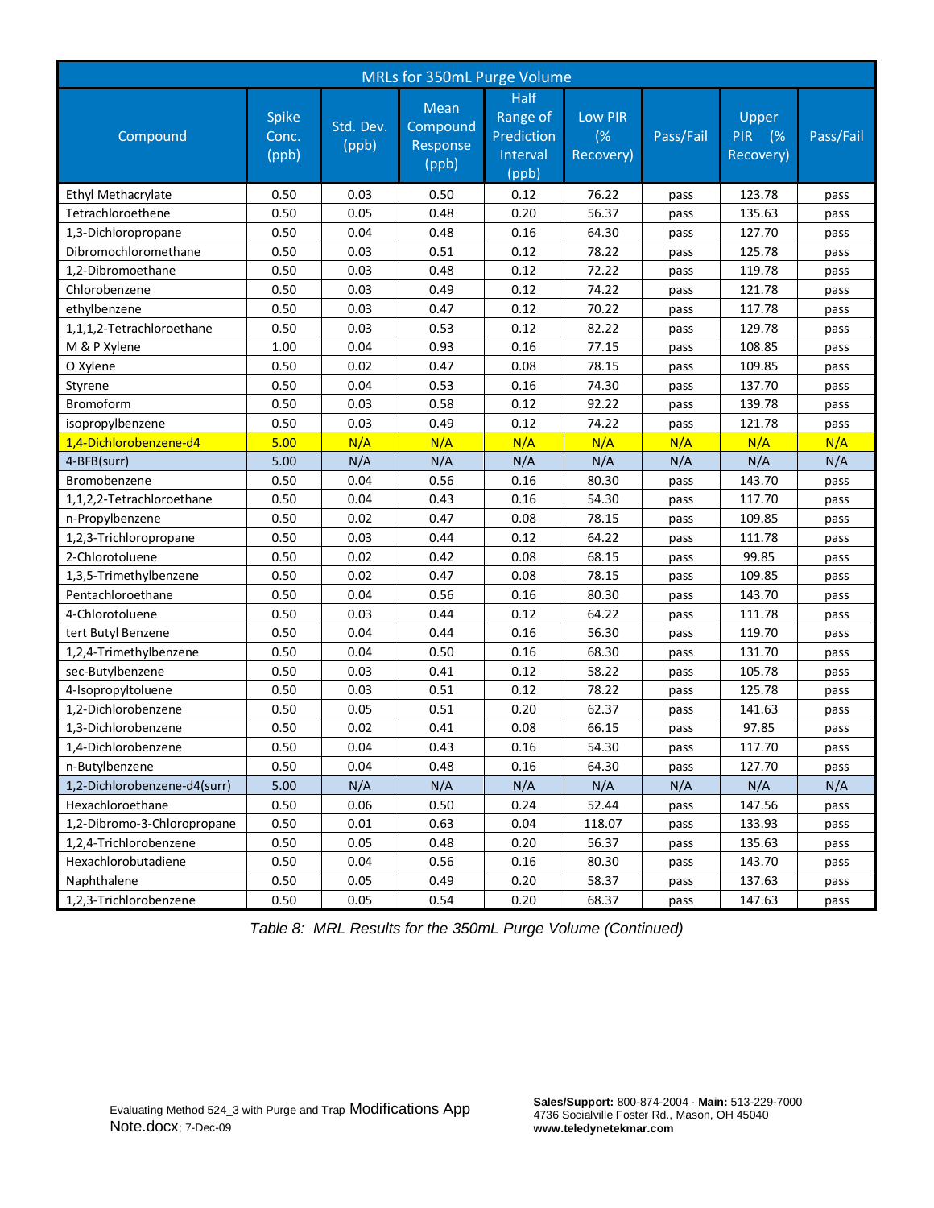| MRLs for 350mL Purge Volume | | | | | | | | |
|---|---|---|---|---|---|---|---|---|
| Compound | Spike Conc. (ppb) | Std. Dev. (ppb) | Mean Compound Response (ppb) | Half Range of Prediction Interval (ppb) | Low PIR (% Recovery) | Pass/Fail | Upper PIR (% Recovery) | Pass/Fail |
| Ethyl Methacrylate | 0.50 | 0.03 | 0.50 | 0.12 | 76.22 | pass | 123.78 | pass |
| Tetrachloroethene | 0.50 | 0.05 | 0.48 | 0.20 | 56.37 | pass | 135.63 | pass |
| 1,3-Dichloropropane | 0.50 | 0.04 | 0.48 | 0.16 | 64.30 | pass | 127.70 | pass |
| Dibromochloromethane | 0.50 | 0.03 | 0.51 | 0.12 | 78.22 | pass | 125.78 | pass |
| 1,2-Dibromoethane | 0.50 | 0.03 | 0.48 | 0.12 | 72.22 | pass | 119.78 | pass |
| Chlorobenzene | 0.50 | 0.03 | 0.49 | 0.12 | 74.22 | pass | 121.78 | pass |
| ethylbenzene | 0.50 | 0.03 | 0.47 | 0.12 | 70.22 | pass | 117.78 | pass |
| 1,1,1,2-Tetrachloroethane | 0.50 | 0.03 | 0.53 | 0.12 | 82.22 | pass | 129.78 | pass |
| M & P Xylene | 1.00 | 0.04 | 0.93 | 0.16 | 77.15 | pass | 108.85 | pass |
| O Xylene | 0.50 | 0.02 | 0.47 | 0.08 | 78.15 | pass | 109.85 | pass |
| Styrene | 0.50 | 0.04 | 0.53 | 0.16 | 74.30 | pass | 137.70 | pass |
| Bromoform | 0.50 | 0.03 | 0.58 | 0.12 | 92.22 | pass | 139.78 | pass |
| isopropylbenzene | 0.50 | 0.03 | 0.49 | 0.12 | 74.22 | pass | 121.78 | pass |
| 1,4-Dichlorobenzene-d4 | 5.00 | N/A | N/A | N/A | N/A | N/A | N/A | N/A |
| 4-BFB(surr) | 5.00 | N/A | N/A | N/A | N/A | N/A | N/A | N/A |
| Bromobenzene | 0.50 | 0.04 | 0.56 | 0.16 | 80.30 | pass | 143.70 | pass |
| 1,1,2,2-Tetrachloroethane | 0.50 | 0.04 | 0.43 | 0.16 | 54.30 | pass | 117.70 | pass |
| n-Propylbenzene | 0.50 | 0.02 | 0.47 | 0.08 | 78.15 | pass | 109.85 | pass |
| 1,2,3-Trichloropropane | 0.50 | 0.03 | 0.44 | 0.12 | 64.22 | pass | 111.78 | pass |
| 2-Chlorotoluene | 0.50 | 0.02 | 0.42 | 0.08 | 68.15 | pass | 99.85 | pass |
| 1,3,5-Trimethylbenzene | 0.50 | 0.02 | 0.47 | 0.08 | 78.15 | pass | 109.85 | pass |
| Pentachloroethane | 0.50 | 0.04 | 0.56 | 0.16 | 80.30 | pass | 143.70 | pass |
| 4-Chlorotoluene | 0.50 | 0.03 | 0.44 | 0.12 | 64.22 | pass | 111.78 | pass |
| tert Butyl Benzene | 0.50 | 0.04 | 0.44 | 0.16 | 56.30 | pass | 119.70 | pass |
| 1,2,4-Trimethylbenzene | 0.50 | 0.04 | 0.50 | 0.16 | 68.30 | pass | 131.70 | pass |
| sec-Butylbenzene | 0.50 | 0.03 | 0.41 | 0.12 | 58.22 | pass | 105.78 | pass |
| 4-Isopropyltoluene | 0.50 | 0.03 | 0.51 | 0.12 | 78.22 | pass | 125.78 | pass |
| 1,2-Dichlorobenzene | 0.50 | 0.05 | 0.51 | 0.20 | 62.37 | pass | 141.63 | pass |
| 1,3-Dichlorobenzene | 0.50 | 0.02 | 0.41 | 0.08 | 66.15 | pass | 97.85 | pass |
| 1,4-Dichlorobenzene | 0.50 | 0.04 | 0.43 | 0.16 | 54.30 | pass | 117.70 | pass |
| n-Butylbenzene | 0.50 | 0.04 | 0.48 | 0.16 | 64.30 | pass | 127.70 | pass |
| 1,2-Dichlorobenzene-d4(surr) | 5.00 | N/A | N/A | N/A | N/A | N/A | N/A | N/A |
| Hexachloroethane | 0.50 | 0.06 | 0.50 | 0.24 | 52.44 | pass | 147.56 | pass |
| 1,2-Dibromo-3-Chloropropane | 0.50 | 0.01 | 0.63 | 0.04 | 118.07 | pass | 133.93 | pass |
| 1,2,4-Trichlorobenzene | 0.50 | 0.05 | 0.48 | 0.20 | 56.37 | pass | 135.63 | pass |
| Hexachlorobutadiene | 0.50 | 0.04 | 0.56 | 0.16 | 80.30 | pass | 143.70 | pass |
| Naphthalene | 0.50 | 0.05 | 0.49 | 0.20 | 58.37 | pass | 137.63 | pass |
| 1,2,3-Trichlorobenzene | 0.50 | 0.05 | 0.54 | 0.20 | 68.37 | pass | 147.63 | pass |

*Table 8: MRL Results for the 350mL Purge Volume (Continued)*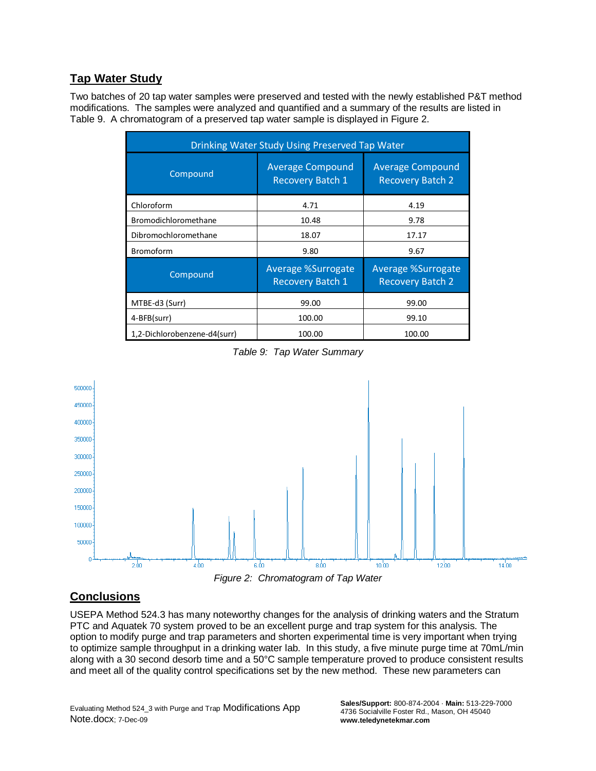## Tap Water Study

Two batches of 20 tap water samples were preserved and tested with the newly established P&T method modifications. The samples were analyzed and quantified and a summary of the results are listed in Table 9. A chromatogram of a preserved tap water sample is displayed in Figure 2.

| Drinking Water Study Using Preserved Tap Water | | |
|---|---|---|
| Compound | Average Compound Recovery Batch 1 | Average Compound Recovery Batch 2 |
| Chloroform | 4.71 | 4.19 |
| Bromodichloromethane | 10.48 | 9.78 |
| Dibromochloromethane | 18.07 | 17.17 |
| Bromoform | 9.80 | 9.67 |
| Compound | Average %Surrogate Recovery Batch 1 | Average %Surrogate Recovery Batch 2 |
| MTBE-d3 (Surr) | 99.00 | 99.00 |
| 4-BFB(surr) | 100.00 | 99.10 |
| 1,2-Dichlorobenzene-d4(surr) | 100.00 | 100.00 |

*Table 9: Tap Water Summary*

*Figure 2: Chromatogram of Tap Water*

## Conclusions

USEPA Method 524.3 has many noteworthy changes for the analysis of drinking waters and the Stratum PTC and Aquatek 70 system proved to be an excellent purge and trap system for this analysis. The option to modify purge and trap parameters and shorten experimental time is very important when trying to optimize sample throughput in a drinking water lab. In this study, a five minute purge time at 70mL/min along with a 30 second desorb time and a 50°C sample temperature proved to produce consistent results and meet all of the quality control specifications set by the new method. These new parameters can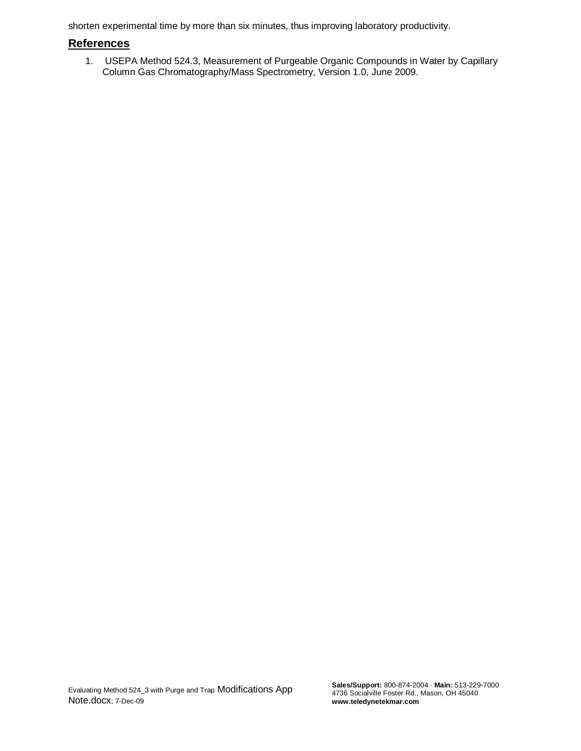shorten experimental time by more than six minutes, thus improving laboratory productivity.

## References

1. USEPA Method 524.3, Measurement of Purgeable Organic Compounds in Water by Capillary Column Gas Chromatography/Mass Spectrometry, Version 1.0, June 2009.